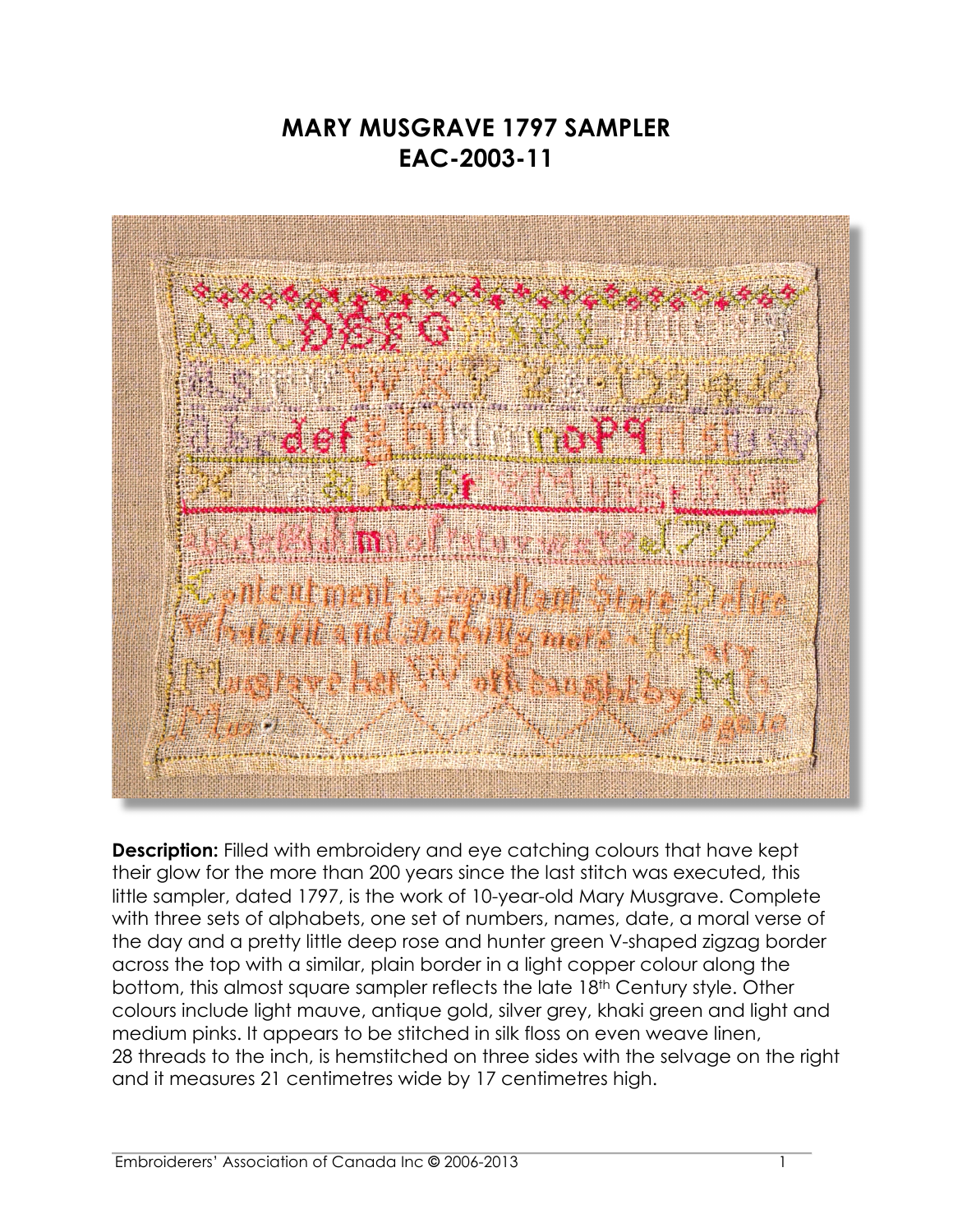# MARY MUSGRAVE 1797 SAMPLER
# EAC-2003-11

**Description:** Filled with embroidery and eye catching colours that have kept their glow for the more than 200 years since the last stitch was executed, this little sampler, dated 1797, is the work of 10-year-old Mary Musgrave. Complete with three sets of alphabets, one set of numbers, names, date, a moral verse of the day and a pretty little deep rose and hunter green V-shaped zigzag border across the top with a similar, plain border in a light copper colour along the bottom, this almost square sampler reflects the late 18th Century style. Other colours include light mauve, antique gold, silver grey, khaki green and light and medium pinks. It appears to be stitched in silk floss on even weave linen, 28 threads to the inch, is hemstitched on three sides with the selvage on the right and it measures 21 centimetres wide by 17 centimetres high.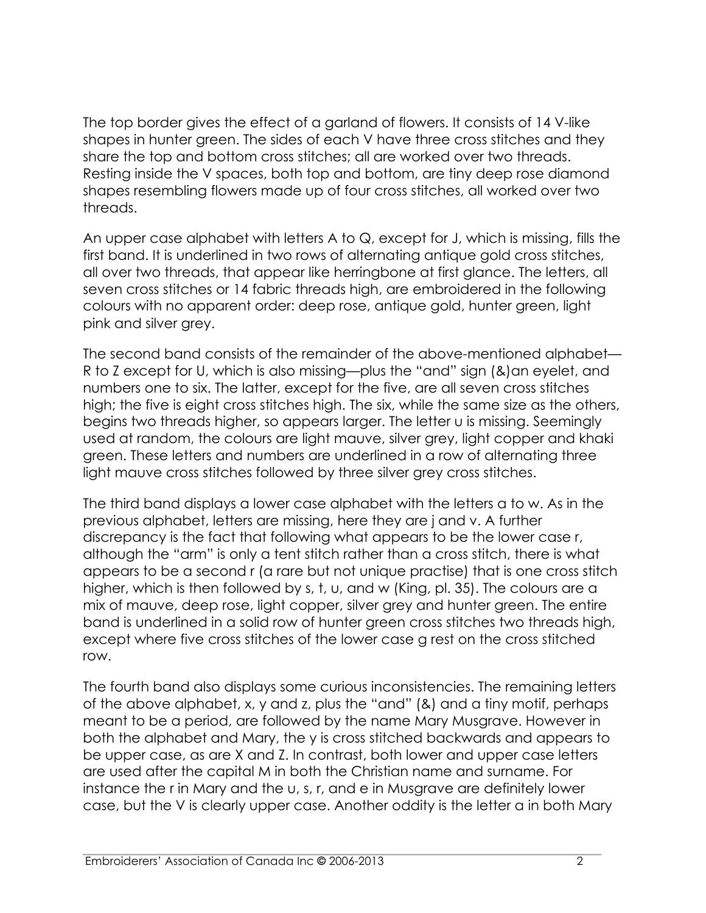The top border gives the effect of a garland of flowers. It consists of 14 V-like shapes in hunter green. The sides of each V have three cross stitches and they share the top and bottom cross stitches; all are worked over two threads. Resting inside the V spaces, both top and bottom, are tiny deep rose diamond shapes resembling flowers made up of four cross stitches, all worked over two threads.

An upper case alphabet with letters A to Q, except for J, which is missing, fills the first band. It is underlined in two rows of alternating antique gold cross stitches, all over two threads, that appear like herringbone at first glance. The letters, all seven cross stitches or 14 fabric threads high, are embroidered in the following colours with no apparent order: deep rose, antique gold, hunter green, light pink and silver grey.

The second band consists of the remainder of the above-mentioned alphabet—R to Z except for U, which is also missing—plus the "and" sign (&)an eyelet, and numbers one to six. The latter, except for the five, are all seven cross stitches high; the five is eight cross stitches high. The six, while the same size as the others, begins two threads higher, so appears larger. The letter u is missing. Seemingly used at random, the colours are light mauve, silver grey, light copper and khaki green. These letters and numbers are underlined in a row of alternating three light mauve cross stitches followed by three silver grey cross stitches.

The third band displays a lower case alphabet with the letters a to w. As in the previous alphabet, letters are missing, here they are j and v. A further discrepancy is the fact that following what appears to be the lower case r, although the "arm" is only a tent stitch rather than a cross stitch, there is what appears to be a second r (a rare but not unique practise) that is one cross stitch higher, which is then followed by s, t, u, and w (King, pl. 35). The colours are a mix of mauve, deep rose, light copper, silver grey and hunter green. The entire band is underlined in a solid row of hunter green cross stitches two threads high, except where five cross stitches of the lower case g rest on the cross stitched row.

The fourth band also displays some curious inconsistencies. The remaining letters of the above alphabet, x, y and z, plus the "and" (&) and a tiny motif, perhaps meant to be a period, are followed by the name Mary Musgrave. However in both the alphabet and Mary, the y is cross stitched backwards and appears to be upper case, as are X and Z. In contrast, both lower and upper case letters are used after the capital M in both the Christian name and surname. For instance the r in Mary and the u, s, r, and e in Musgrave are definitely lower case, but the V is clearly upper case. Another oddity is the letter a in both Mary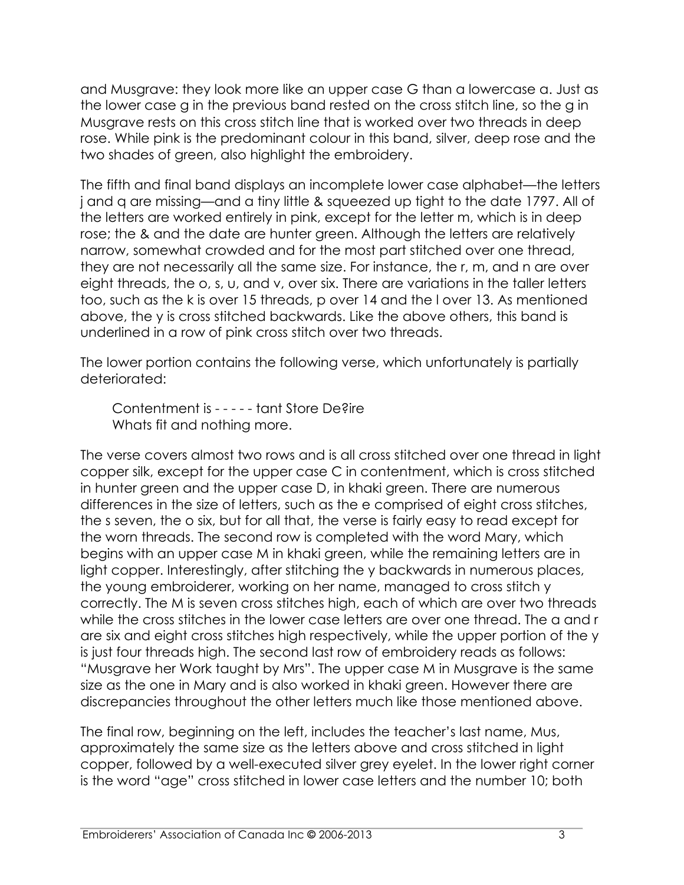and Musgrave: they look more like an upper case G than a lowercase a. Just as the lower case g in the previous band rested on the cross stitch line, so the g in Musgrave rests on this cross stitch line that is worked over two threads in deep rose. While pink is the predominant colour in this band, silver, deep rose and the two shades of green, also highlight the embroidery.

The fifth and final band displays an incomplete lower case alphabet—the letters j and q are missing—and a tiny little & squeezed up tight to the date 1797. All of the letters are worked entirely in pink, except for the letter m, which is in deep rose; the & and the date are hunter green. Although the letters are relatively narrow, somewhat crowded and for the most part stitched over one thread, they are not necessarily all the same size. For instance, the r, m, and n are over eight threads, the o, s, u, and v, over six. There are variations in the taller letters too, such as the k is over 15 threads, p over 14 and the l over 13. As mentioned above, the y is cross stitched backwards. Like the above others, this band is underlined in a row of pink cross stitch over two threads.

The lower portion contains the following verse, which unfortunately is partially deteriorated:

> Contentment is - - - - - tant Store De?ire
> Whats fit and nothing more.

The verse covers almost two rows and is all cross stitched over one thread in light copper silk, except for the upper case C in contentment, which is cross stitched in hunter green and the upper case D, in khaki green. There are numerous differences in the size of letters, such as the e comprised of eight cross stitches, the s seven, the o six, but for all that, the verse is fairly easy to read except for the worn threads. The second row is completed with the word Mary, which begins with an upper case M in khaki green, while the remaining letters are in light copper. Interestingly, after stitching the y backwards in numerous places, the young embroiderer, working on her name, managed to cross stitch y correctly. The M is seven cross stitches high, each of which are over two threads while the cross stitches in the lower case letters are over one thread. The a and r are six and eight cross stitches high respectively, while the upper portion of the y is just four threads high. The second last row of embroidery reads as follows: "Musgrave her Work taught by Mrs". The upper case M in Musgrave is the same size as the one in Mary and is also worked in khaki green. However there are discrepancies throughout the other letters much like those mentioned above.

The final row, beginning on the left, includes the teacher's last name, Mus, approximately the same size as the letters above and cross stitched in light copper, followed by a well-executed silver grey eyelet. In the lower right corner is the word "age" cross stitched in lower case letters and the number 10; both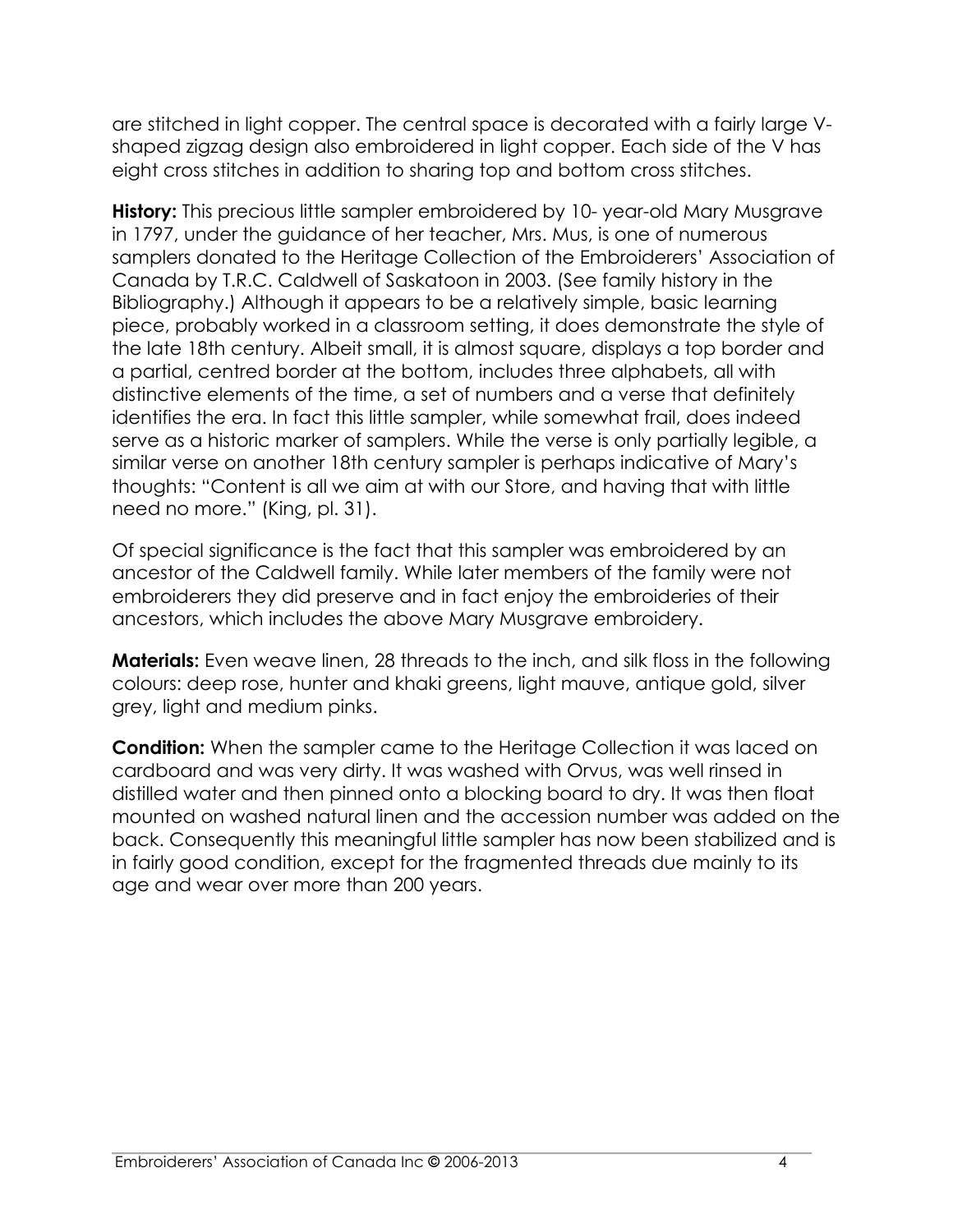are stitched in light copper. The central space is decorated with a fairly large V-shaped zigzag design also embroidered in light copper. Each side of the V has eight cross stitches in addition to sharing top and bottom cross stitches.

**History:** This precious little sampler embroidered by 10- year-old Mary Musgrave in 1797, under the guidance of her teacher, Mrs. Mus, is one of numerous samplers donated to the Heritage Collection of the Embroiderers' Association of Canada by T.R.C. Caldwell of Saskatoon in 2003. (See family history in the Bibliography.) Although it appears to be a relatively simple, basic learning piece, probably worked in a classroom setting, it does demonstrate the style of the late 18th century. Albeit small, it is almost square, displays a top border and a partial, centred border at the bottom, includes three alphabets, all with distinctive elements of the time, a set of numbers and a verse that definitely identifies the era. In fact this little sampler, while somewhat frail, does indeed serve as a historic marker of samplers. While the verse is only partially legible, a similar verse on another 18th century sampler is perhaps indicative of Mary's thoughts: "Content is all we aim at with our Store, and having that with little need no more." (King, pl. 31).

Of special significance is the fact that this sampler was embroidered by an ancestor of the Caldwell family. While later members of the family were not embroiderers they did preserve and in fact enjoy the embroideries of their ancestors, which includes the above Mary Musgrave embroidery.

**Materials:** Even weave linen, 28 threads to the inch, and silk floss in the following colours: deep rose, hunter and khaki greens, light mauve, antique gold, silver grey, light and medium pinks.

**Condition:** When the sampler came to the Heritage Collection it was laced on cardboard and was very dirty. It was washed with Orvus, was well rinsed in distilled water and then pinned onto a blocking board to dry. It was then float mounted on washed natural linen and the accession number was added on the back. Consequently this meaningful little sampler has now been stabilized and is in fairly good condition, except for the fragmented threads due mainly to its age and wear over more than 200 years.